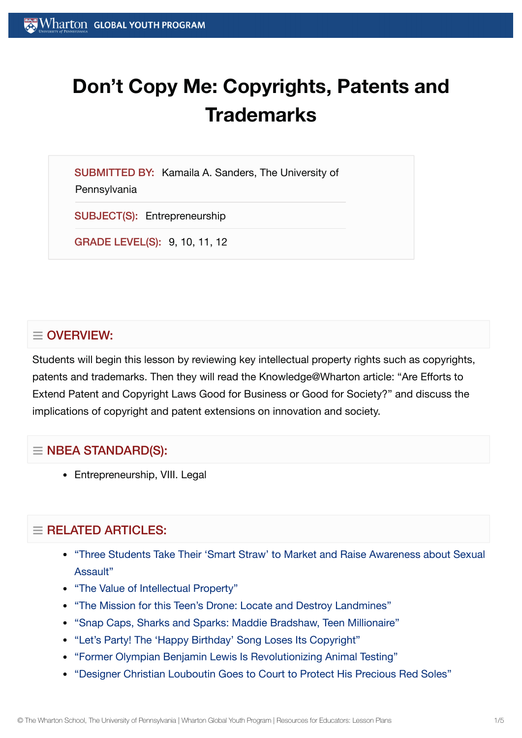# Don't Copy Me: Copyrights, Patents and Trademarks

**SUBMITTED BY:** Kamaila A. Sanders, The University of Pennsylvania

**SUBJECT(S):** Entrepreneurship

**GRADE LEVEL(S):** 9, 10, 11, 12

## OVERVIEW:

Students will begin this lesson by reviewing key intellectual property rights such as copyrights, patents and trademarks. Then they will read the Knowledge@Wharton article: "Are Efforts to Extend Patent and Copyright Laws Good for Business or Good for Society?" and discuss the implications of copyright and patent extensions on innovation and society.

## NBEA STANDARD(S):

- Entrepreneurship, VIII. Legal

## RELATED ARTICLES:

- "Three Students Take Their 'Smart Straw' to Market and Raise Awareness about Sexual Assault"
- "The Value of Intellectual Property"
- "The Mission for this Teen's Drone: Locate and Destroy Landmines"
- "Snap Caps, Sharks and Sparks: Maddie Bradshaw, Teen Millionaire"
- "Let's Party! The 'Happy Birthday' Song Loses Its Copyright"
- "Former Olympian Benjamin Lewis Is Revolutionizing Animal Testing"
- "Designer Christian Louboutin Goes to Court to Protect His Precious Red Soles"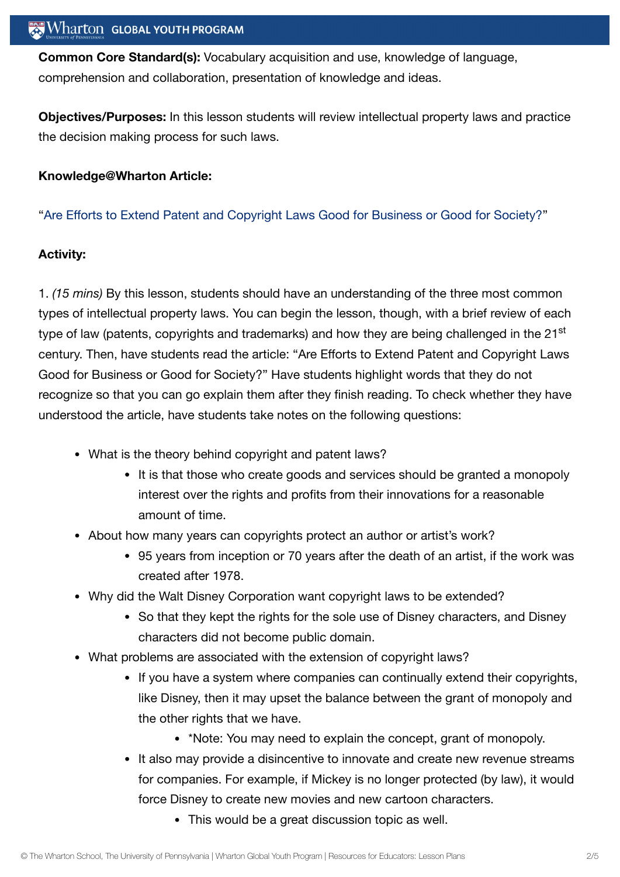**Common Core Standard(s):** Vocabulary acquisition and use, knowledge of language, comprehension and collaboration, presentation of knowledge and ideas.

**Objectives/Purposes:** In this lesson students will review intellectual property laws and practice the decision making process for such laws.

**Knowledge@Wharton Article:**

"Are Efforts to Extend Patent and Copyright Laws Good for Business or Good for Society?"

**Activity:**

1. *(15 mins)* By this lesson, students should have an understanding of the three most common types of intellectual property laws. You can begin the lesson, though, with a brief review of each type of law (patents, copyrights and trademarks) and how they are being challenged in the 21st century. Then, have students read the article: "Are Efforts to Extend Patent and Copyright Laws Good for Business or Good for Society?" Have students highlight words that they do not recognize so that you can go explain them after they finish reading. To check whether they have understood the article, have students take notes on the following questions:

- What is the theory behind copyright and patent laws?
  - It is that those who create goods and services should be granted a monopoly interest over the rights and profits from their innovations for a reasonable amount of time.
- About how many years can copyrights protect an author or artist's work?
  - 95 years from inception or 70 years after the death of an artist, if the work was created after 1978.
- Why did the Walt Disney Corporation want copyright laws to be extended?
  - So that they kept the rights for the sole use of Disney characters, and Disney characters did not become public domain.
- What problems are associated with the extension of copyright laws?
  - If you have a system where companies can continually extend their copyrights, like Disney, then it may upset the balance between the grant of monopoly and the other rights that we have.
    - *Note: You may need to explain the concept, grant of monopoly.
  - It also may provide a disincentive to innovate and create new revenue streams for companies. For example, if Mickey is no longer protected (by law), it would force Disney to create new movies and new cartoon characters.
    - This would be a great discussion topic as well.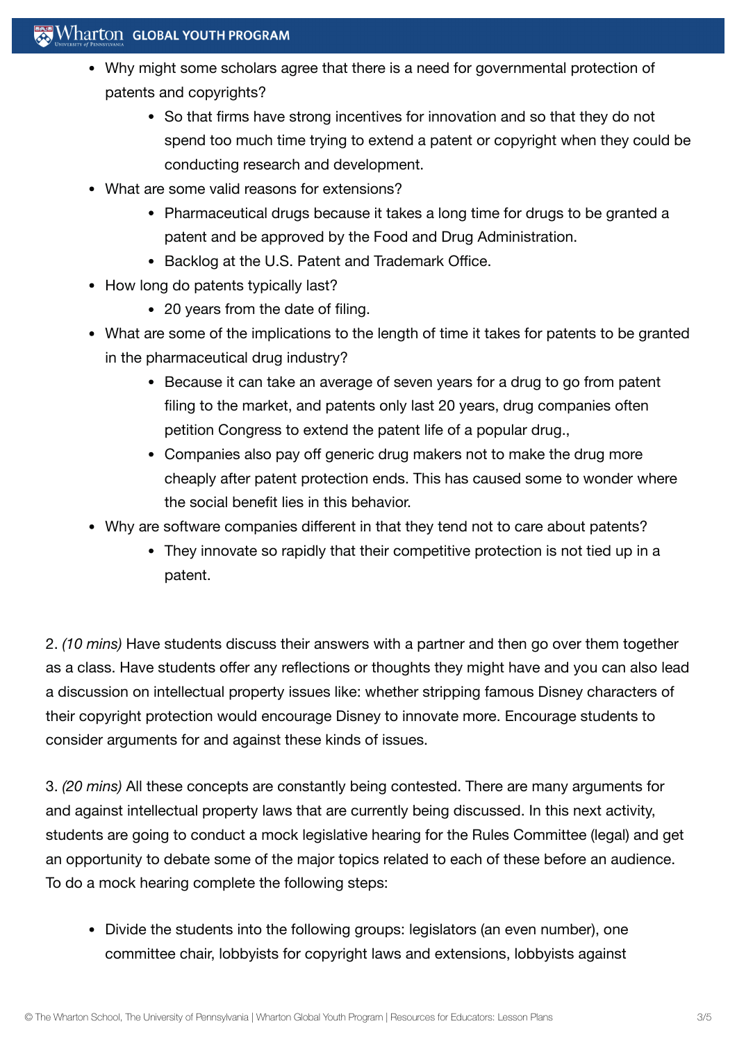- Why might some scholars agree that there is a need for governmental protection of patents and copyrights?
    - So that firms have strong incentives for innovation and so that they do not spend too much time trying to extend a patent or copyright when they could be conducting research and development.
- What are some valid reasons for extensions?
    - Pharmaceutical drugs because it takes a long time for drugs to be granted a patent and be approved by the Food and Drug Administration.
    - Backlog at the U.S. Patent and Trademark Office.
- How long do patents typically last?
    - 20 years from the date of filing.
- What are some of the implications to the length of time it takes for patents to be granted in the pharmaceutical drug industry?
    - Because it can take an average of seven years for a drug to go from patent filing to the market, and patents only last 20 years, drug companies often petition Congress to extend the patent life of a popular drug.,
    - Companies also pay off generic drug makers not to make the drug more cheaply after patent protection ends. This has caused some to wonder where the social benefit lies in this behavior.
- Why are software companies different in that they tend not to care about patents?
    - They innovate so rapidly that their competitive protection is not tied up in a patent.

2. *(10 mins)* Have students discuss their answers with a partner and then go over them together as a class. Have students offer any reflections or thoughts they might have and you can also lead a discussion on intellectual property issues like: whether stripping famous Disney characters of their copyright protection would encourage Disney to innovate more. Encourage students to consider arguments for and against these kinds of issues.

3. *(20 mins)* All these concepts are constantly being contested. There are many arguments for and against intellectual property laws that are currently being discussed. In this next activity, students are going to conduct a mock legislative hearing for the Rules Committee (legal) and get an opportunity to debate some of the major topics related to each of these before an audience. To do a mock hearing complete the following steps:

- Divide the students into the following groups: legislators (an even number), one committee chair, lobbyists for copyright laws and extensions, lobbyists against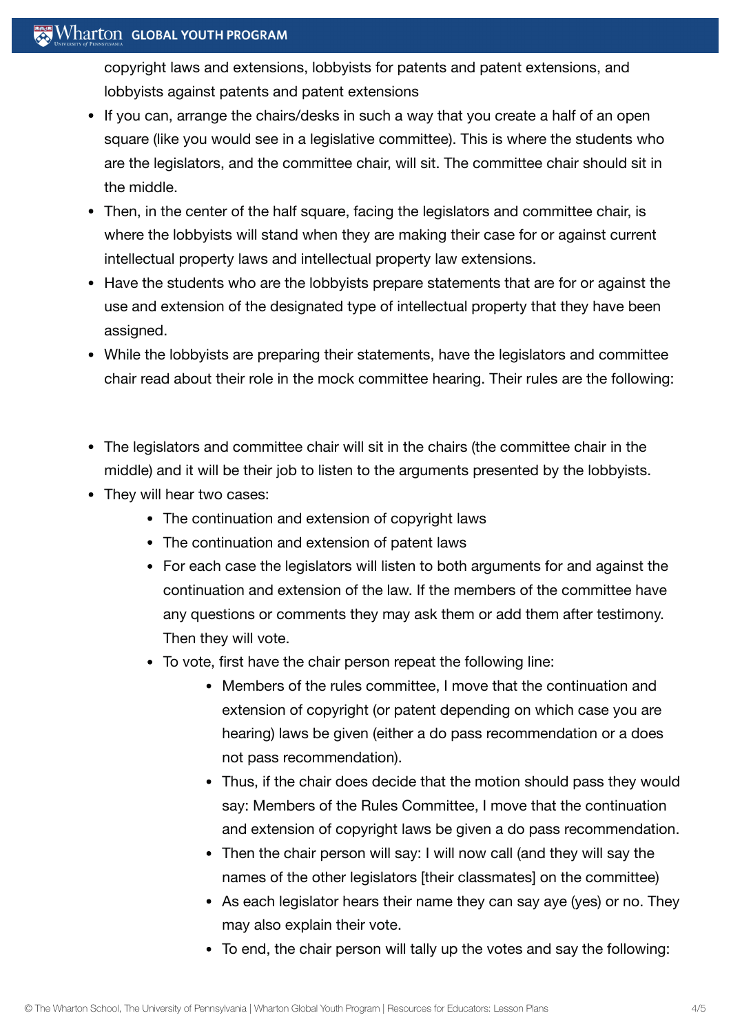copyright laws and extensions, lobbyists for patents and patent extensions, and lobbyists against patents and patent extensions

- If you can, arrange the chairs/desks in such a way that you create a half of an open square (like you would see in a legislative committee). This is where the students who are the legislators, and the committee chair, will sit. The committee chair should sit in the middle.
- Then, in the center of the half square, facing the legislators and committee chair, is where the lobbyists will stand when they are making their case for or against current intellectual property laws and intellectual property law extensions.
- Have the students who are the lobbyists prepare statements that are for or against the use and extension of the designated type of intellectual property that they have been assigned.
- While the lobbyists are preparing their statements, have the legislators and committee chair read about their role in the mock committee hearing. Their rules are the following:

- The legislators and committee chair will sit in the chairs (the committee chair in the middle) and it will be their job to listen to the arguments presented by the lobbyists.
- They will hear two cases:
    - The continuation and extension of copyright laws
    - The continuation and extension of patent laws
    - For each case the legislators will listen to both arguments for and against the continuation and extension of the law. If the members of the committee have any questions or comments they may ask them or add them after testimony. Then they will vote.
    - To vote, first have the chair person repeat the following line:
        - Members of the rules committee, I move that the continuation and extension of copyright (or patent depending on which case you are hearing) laws be given (either a do pass recommendation or a does not pass recommendation).
        - Thus, if the chair does decide that the motion should pass they would say: Members of the Rules Committee, I move that the continuation and extension of copyright laws be given a do pass recommendation.
        - Then the chair person will say: I will now call (and they will say the names of the other legislators [their classmates] on the committee)
        - As each legislator hears their name they can say aye (yes) or no. They may also explain their vote.
        - To end, the chair person will tally up the votes and say the following: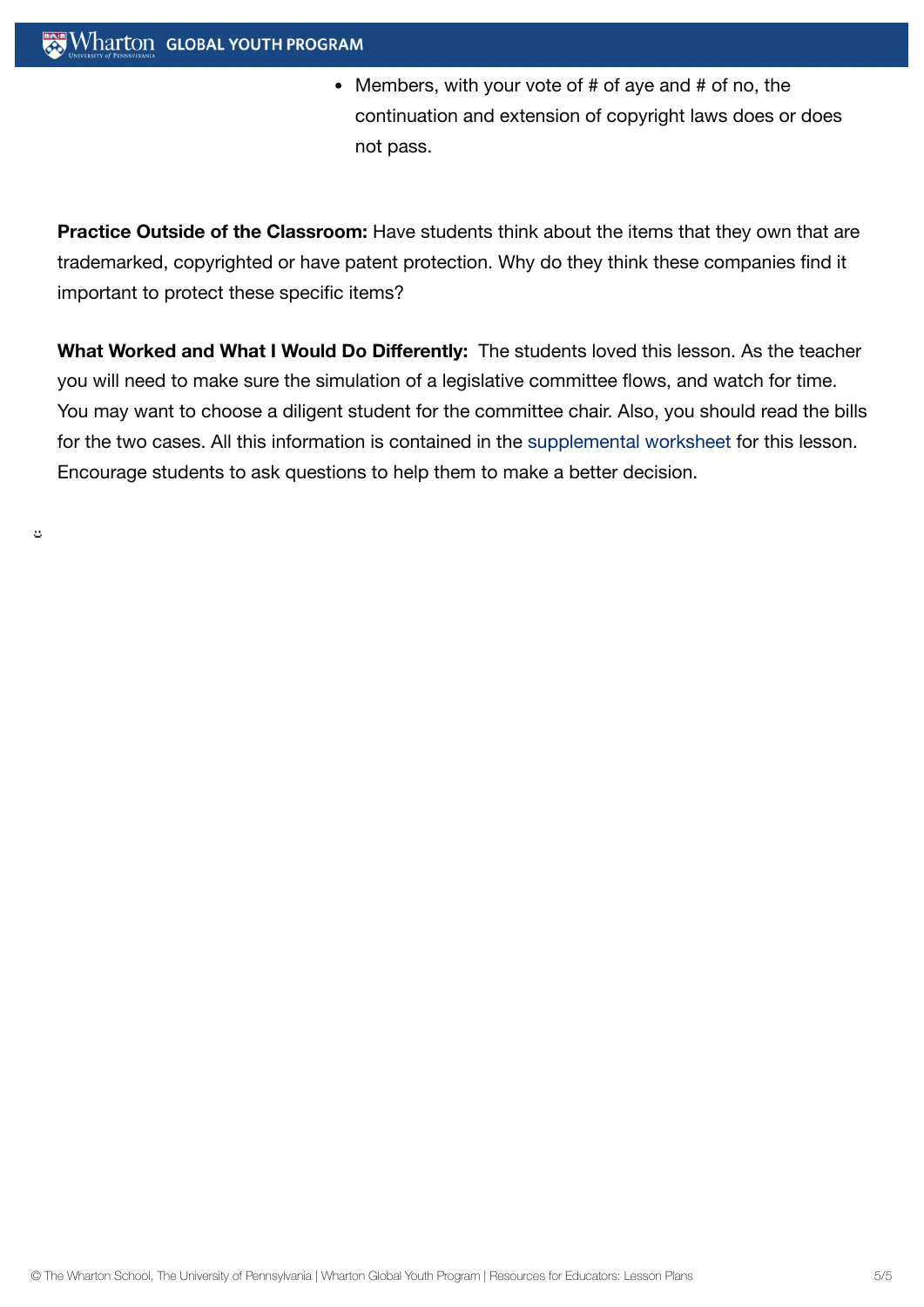- Members, with your vote of # of aye and # of no, the continuation and extension of copyright laws does or does not pass.

**Practice Outside of the Classroom:** Have students think about the items that they own that are trademarked, copyrighted or have patent protection. Why do they think these companies find it important to protect these specific items?

**What Worked and What I Would Do Differently:** The students loved this lesson. As the teacher you will need to make sure the simulation of a legislative committee flows, and watch for time. You may want to choose a diligent student for the committee chair. Also, you should read the bills for the two cases. All this information is contained in the supplemental worksheet for this lesson. Encourage students to ask questions to help them to make a better decision.